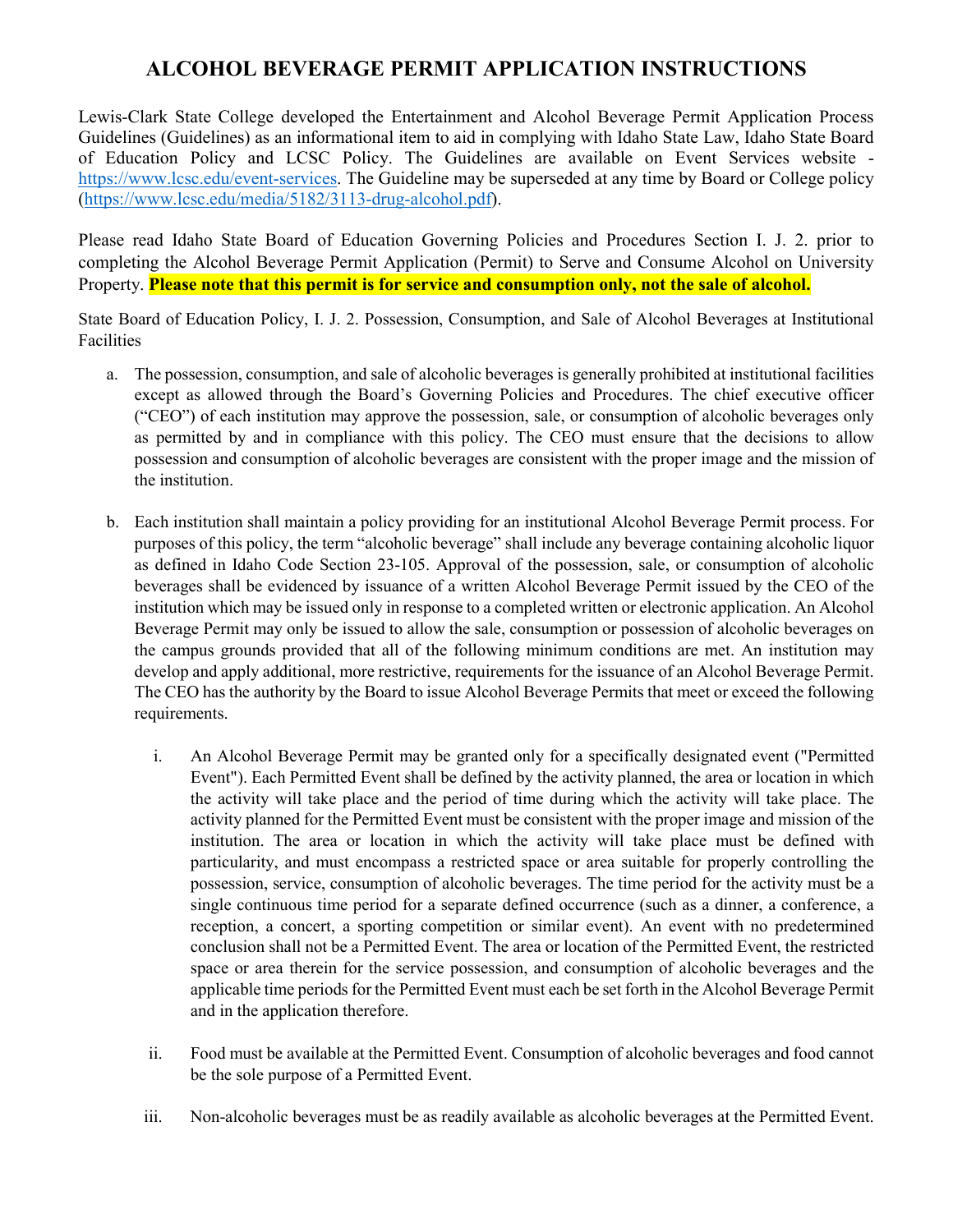# ALCOHOL BEVERAGE PERMIT APPLICATION INSTRUCTIONS

Lewis-Clark State College developed the Entertainment and Alcohol Beverage Permit Application Process Guidelines (Guidelines) as an informational item to aid in complying with Idaho State Law, Idaho State Board of Education Policy and LCSC Policy. The Guidelines are available on Event Services website - [https://www.lcsc.edu/event-services](https://www.lcsc.edu/event-services). The Guideline may be superseded at any time by Board or College policy ([https://www.lcsc.edu/media/5182/3113-drug-alcohol.pdf](https://www.lcsc.edu/media/5182/3113-drug-alcohol.pdf)).

Please read Idaho State Board of Education Governing Policies and Procedures Section I. J. 2. prior to completing the Alcohol Beverage Permit Application (Permit) to Serve and Consume Alcohol on University Property. **Please note that this permit is for service and consumption only, not the sale of alcohol.**

State Board of Education Policy, I. J. 2. Possession, Consumption, and Sale of Alcohol Beverages at Institutional Facilities

a. The possession, consumption, and sale of alcoholic beverages is generally prohibited at institutional facilities except as allowed through the Board's Governing Policies and Procedures. The chief executive officer ("CEO") of each institution may approve the possession, sale, or consumption of alcoholic beverages only as permitted by and in compliance with this policy. The CEO must ensure that the decisions to allow possession and consumption of alcoholic beverages are consistent with the proper image and the mission of the institution.

b. Each institution shall maintain a policy providing for an institutional Alcohol Beverage Permit process. For purposes of this policy, the term "alcoholic beverage" shall include any beverage containing alcoholic liquor as defined in Idaho Code Section 23-105. Approval of the possession, sale, or consumption of alcoholic beverages shall be evidenced by issuance of a written Alcohol Beverage Permit issued by the CEO of the institution which may be issued only in response to a completed written or electronic application. An Alcohol Beverage Permit may only be issued to allow the sale, consumption or possession of alcoholic beverages on the campus grounds provided that all of the following minimum conditions are met. An institution may develop and apply additional, more restrictive, requirements for the issuance of an Alcohol Beverage Permit. The CEO has the authority by the Board to issue Alcohol Beverage Permits that meet or exceed the following requirements.

   i. An Alcohol Beverage Permit may be granted only for a specifically designated event ("Permitted Event"). Each Permitted Event shall be defined by the activity planned, the area or location in which the activity will take place and the period of time during which the activity will take place. The activity planned for the Permitted Event must be consistent with the proper image and mission of the institution. The area or location in which the activity will take place must be defined with particularity, and must encompass a restricted space or area suitable for properly controlling the possession, service, consumption of alcoholic beverages. The time period for the activity must be a single continuous time period for a separate defined occurrence (such as a dinner, a conference, a reception, a concert, a sporting competition or similar event). An event with no predetermined conclusion shall not be a Permitted Event. The area or location of the Permitted Event, the restricted space or area therein for the service possession, and consumption of alcoholic beverages and the applicable time periods for the Permitted Event must each be set forth in the Alcohol Beverage Permit and in the application therefore.

   ii. Food must be available at the Permitted Event. Consumption of alcoholic beverages and food cannot be the sole purpose of a Permitted Event.

   iii. Non-alcoholic beverages must be as readily available as alcoholic beverages at the Permitted Event.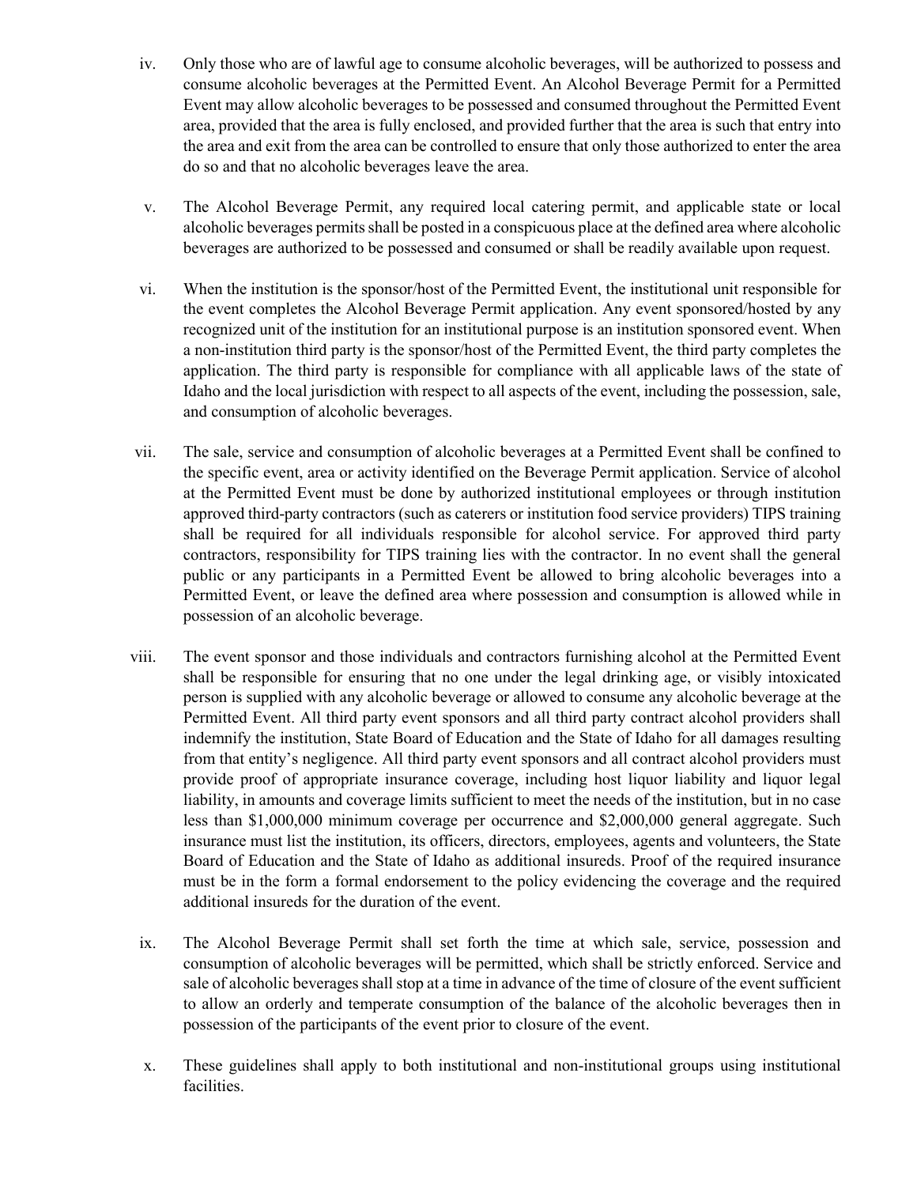iv. Only those who are of lawful age to consume alcoholic beverages, will be authorized to possess and consume alcoholic beverages at the Permitted Event. An Alcohol Beverage Permit for a Permitted Event may allow alcoholic beverages to be possessed and consumed throughout the Permitted Event area, provided that the area is fully enclosed, and provided further that the area is such that entry into the area and exit from the area can be controlled to ensure that only those authorized to enter the area do so and that no alcoholic beverages leave the area.

v. The Alcohol Beverage Permit, any required local catering permit, and applicable state or local alcoholic beverages permits shall be posted in a conspicuous place at the defined area where alcoholic beverages are authorized to be possessed and consumed or shall be readily available upon request.

vi. When the institution is the sponsor/host of the Permitted Event, the institutional unit responsible for the event completes the Alcohol Beverage Permit application. Any event sponsored/hosted by any recognized unit of the institution for an institutional purpose is an institution sponsored event. When a non-institution third party is the sponsor/host of the Permitted Event, the third party completes the application. The third party is responsible for compliance with all applicable laws of the state of Idaho and the local jurisdiction with respect to all aspects of the event, including the possession, sale, and consumption of alcoholic beverages.

vii. The sale, service and consumption of alcoholic beverages at a Permitted Event shall be confined to the specific event, area or activity identified on the Beverage Permit application. Service of alcohol at the Permitted Event must be done by authorized institutional employees or through institution approved third-party contractors (such as caterers or institution food service providers) TIPS training shall be required for all individuals responsible for alcohol service. For approved third party contractors, responsibility for TIPS training lies with the contractor. In no event shall the general public or any participants in a Permitted Event be allowed to bring alcoholic beverages into a Permitted Event, or leave the defined area where possession and consumption is allowed while in possession of an alcoholic beverage.

viii. The event sponsor and those individuals and contractors furnishing alcohol at the Permitted Event shall be responsible for ensuring that no one under the legal drinking age, or visibly intoxicated person is supplied with any alcoholic beverage or allowed to consume any alcoholic beverage at the Permitted Event. All third party event sponsors and all third party contract alcohol providers shall indemnify the institution, State Board of Education and the State of Idaho for all damages resulting from that entity's negligence. All third party event sponsors and all contract alcohol providers must provide proof of appropriate insurance coverage, including host liquor liability and liquor legal liability, in amounts and coverage limits sufficient to meet the needs of the institution, but in no case less than $1,000,000 minimum coverage per occurrence and $2,000,000 general aggregate. Such insurance must list the institution, its officers, directors, employees, agents and volunteers, the State Board of Education and the State of Idaho as additional insureds. Proof of the required insurance must be in the form a formal endorsement to the policy evidencing the coverage and the required additional insureds for the duration of the event.

ix. The Alcohol Beverage Permit shall set forth the time at which sale, service, possession and consumption of alcoholic beverages will be permitted, which shall be strictly enforced. Service and sale of alcoholic beverages shall stop at a time in advance of the time of closure of the event sufficient to allow an orderly and temperate consumption of the balance of the alcoholic beverages then in possession of the participants of the event prior to closure of the event.

x. These guidelines shall apply to both institutional and non-institutional groups using institutional facilities.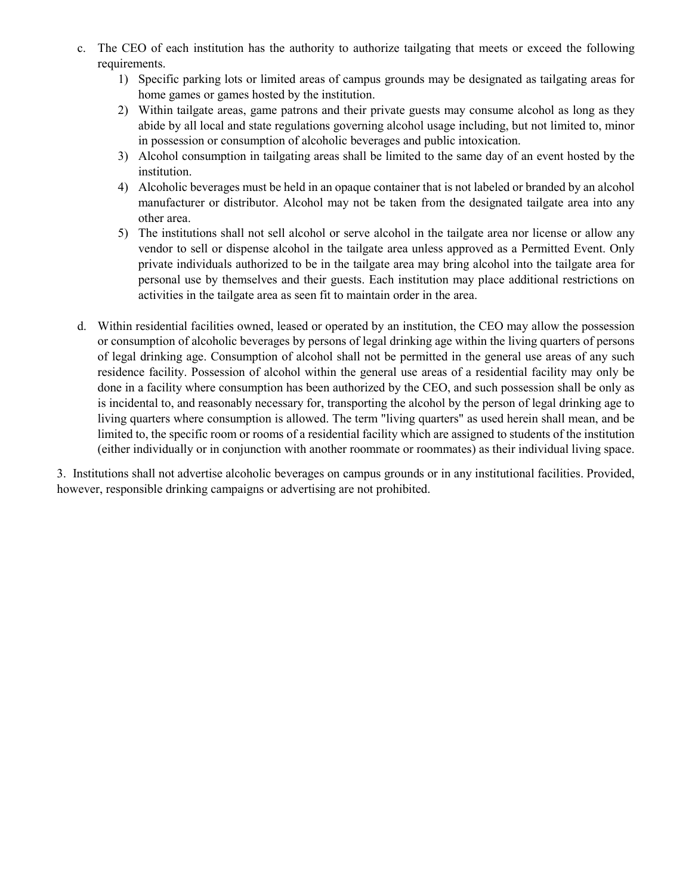c. The CEO of each institution has the authority to authorize tailgating that meets or exceed the following requirements.

   1) Specific parking lots or limited areas of campus grounds may be designated as tailgating areas for home games or games hosted by the institution.
   2) Within tailgate areas, game patrons and their private guests may consume alcohol as long as they abide by all local and state regulations governing alcohol usage including, but not limited to, minor in possession or consumption of alcoholic beverages and public intoxication.
   3) Alcohol consumption in tailgating areas shall be limited to the same day of an event hosted by the institution.
   4) Alcoholic beverages must be held in an opaque container that is not labeled or branded by an alcohol manufacturer or distributor. Alcohol may not be taken from the designated tailgate area into any other area.
   5) The institutions shall not sell alcohol or serve alcohol in the tailgate area nor license or allow any vendor to sell or dispense alcohol in the tailgate area unless approved as a Permitted Event. Only private individuals authorized to be in the tailgate area may bring alcohol into the tailgate area for personal use by themselves and their guests. Each institution may place additional restrictions on activities in the tailgate area as seen fit to maintain order in the area.

d. Within residential facilities owned, leased or operated by an institution, the CEO may allow the possession or consumption of alcoholic beverages by persons of legal drinking age within the living quarters of persons of legal drinking age. Consumption of alcohol shall not be permitted in the general use areas of any such residence facility. Possession of alcohol within the general use areas of a residential facility may only be done in a facility where consumption has been authorized by the CEO, and such possession shall be only as is incidental to, and reasonably necessary for, transporting the alcohol by the person of legal drinking age to living quarters where consumption is allowed. The term "living quarters" as used herein shall mean, and be limited to, the specific room or rooms of a residential facility which are assigned to students of the institution (either individually or in conjunction with another roommate or roommates) as their individual living space.

3. Institutions shall not advertise alcoholic beverages on campus grounds or in any institutional facilities. Provided, however, responsible drinking campaigns or advertising are not prohibited.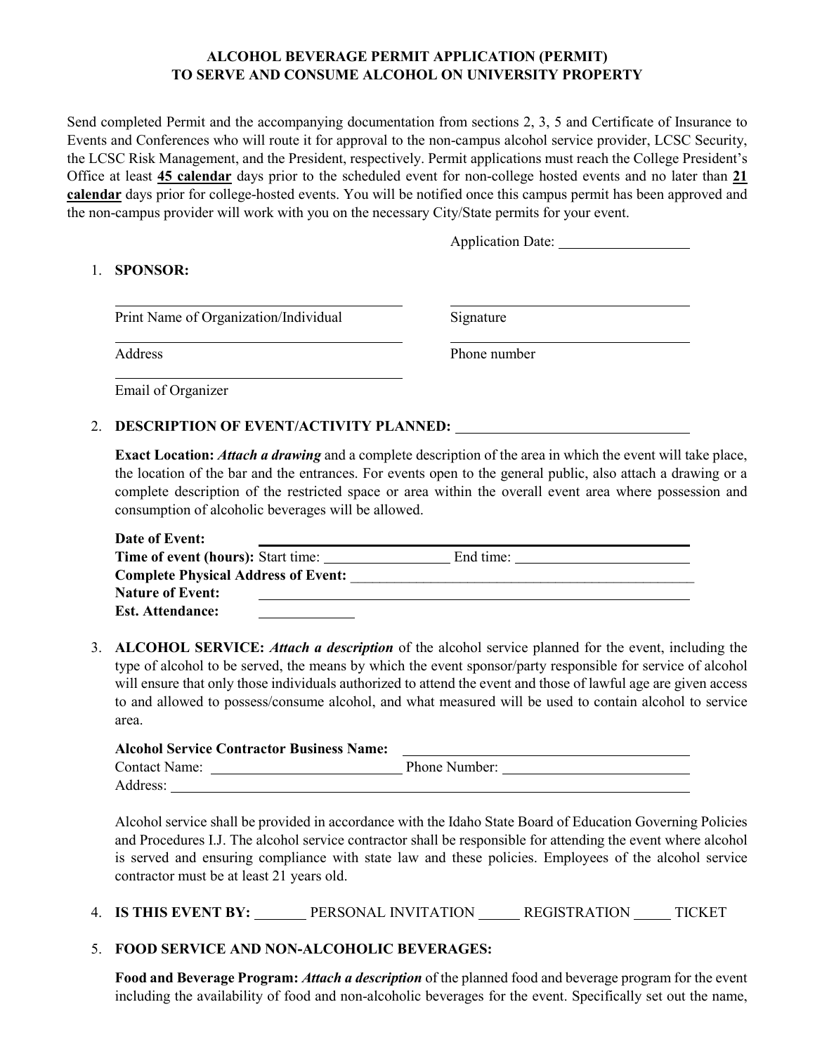# ALCOHOL BEVERAGE PERMIT APPLICATION (PERMIT) TO SERVE AND CONSUME ALCOHOL ON UNIVERSITY PROPERTY

Send completed Permit and the accompanying documentation from sections 2, 3, 5 and Certificate of Insurance to Events and Conferences who will route it for approval to the non-campus alcohol service provider, LCSC Security, the LCSC Risk Management, and the President, respectively. Permit applications must reach the College President's Office at least **45 calendar** days prior to the scheduled event for non-college hosted events and no later than **21 calendar** days prior for college-hosted events. You will be notified once this campus permit has been approved and the non-campus provider will work with you on the necessary City/State permits for your event.

Application Date: ___________________

1. **SPONSOR:**

   ______________________________ ______________________________
   Print Name of Organization/Individual Signature

   ______________________________ ______________________________
   Address Phone number

   ______________________________
   Email of Organizer

2. **DESCRIPTION OF EVENT/ACTIVITY PLANNED:** ______________________________

   **Exact Location:** ***Attach a drawing*** and a complete description of the area in which the event will take place, the location of the bar and the entrances. For events open to the general public, also attach a drawing or a complete description of the restricted space or area within the overall event area where possession and consumption of alcoholic beverages will be allowed.

   **Date of Event:** ______________________________
   **Time of event (hours):** Start time: ____________ End time: ____________
   **Complete Physical Address of Event:** ______________________________
   **Nature of Event:** ______________________________
   **Est. Attendance:** ____________

3. **ALCOHOL SERVICE:** ***Attach a description*** of the alcohol service planned for the event, including the type of alcohol to be served, the means by which the event sponsor/party responsible for service of alcohol will ensure that only those individuals authorized to attend the event and those of lawful age are given access to and allowed to possess/consume alcohol, and what measured will be used to contain alcohol to service area.

   **Alcohol Service Contractor Business Name:** ______________________________
   Contact Name: ____________________ Phone Number: ____________________
   Address: ______________________________

   Alcohol service shall be provided in accordance with the Idaho State Board of Education Governing Policies and Procedures I.J. The alcohol service contractor shall be responsible for attending the event where alcohol is served and ensuring compliance with state law and these policies. Employees of the alcohol service contractor must be at least 21 years old.

4. **IS THIS EVENT BY:** _______ PERSONAL INVITATION _______ REGISTRATION _______ TICKET

5. **FOOD SERVICE AND NON-ALCOHOLIC BEVERAGES:**

   **Food and Beverage Program:** ***Attach a description*** of the planned food and beverage program for the event including the availability of food and non-alcoholic beverages for the event. Specifically set out the name,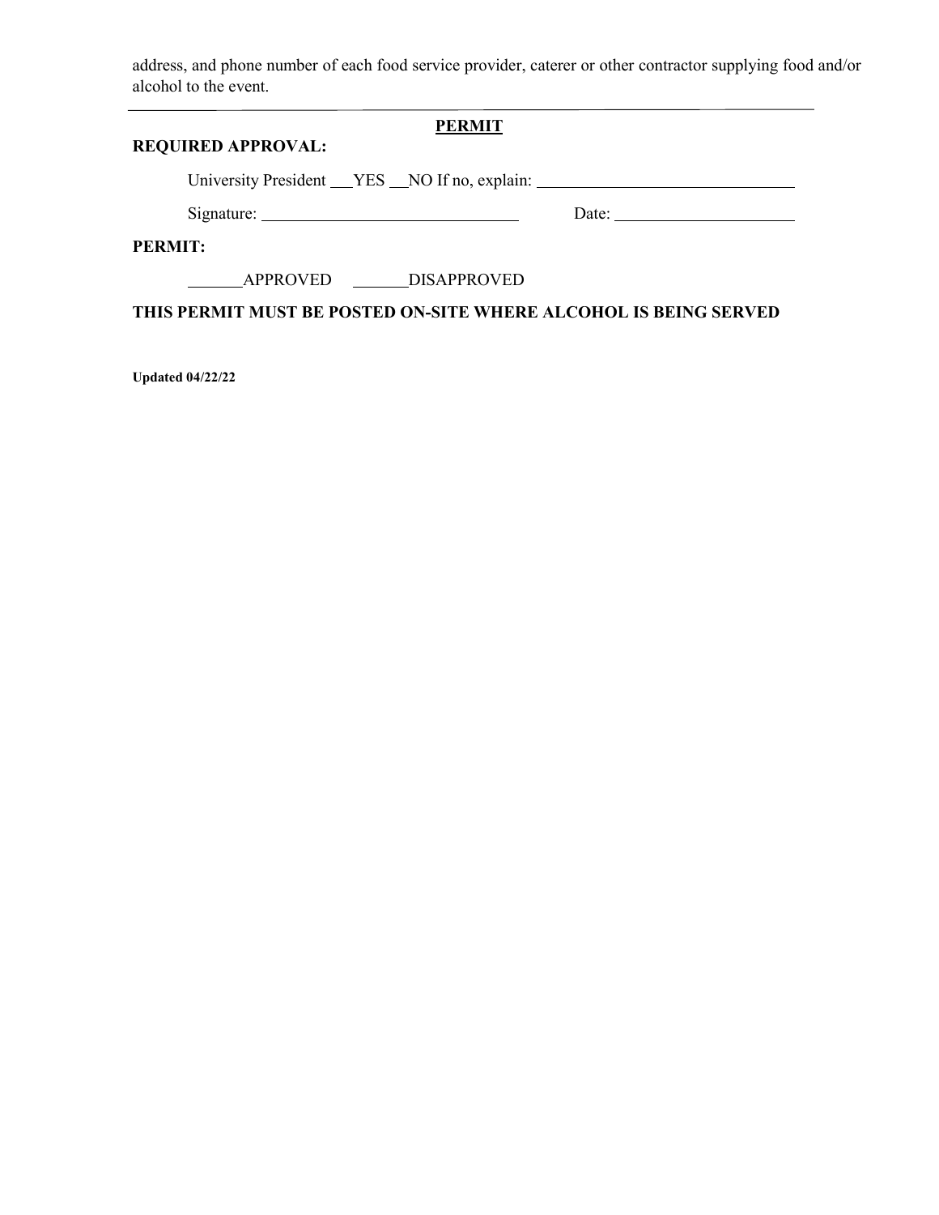address, and phone number of each food service provider, caterer or other contractor supplying food and/or alcohol to the event.

---

**PERMIT**

**REQUIRED APPROVAL:**

University President ___YES ___NO If no, explain: ______________________________

Signature: ______________________________ Date: ____________________

**PERMIT:**

_______APPROVED _______DISAPPROVED

**THIS PERMIT MUST BE POSTED ON-SITE WHERE ALCOHOL IS BEING SERVED**

**Updated 04/22/22**